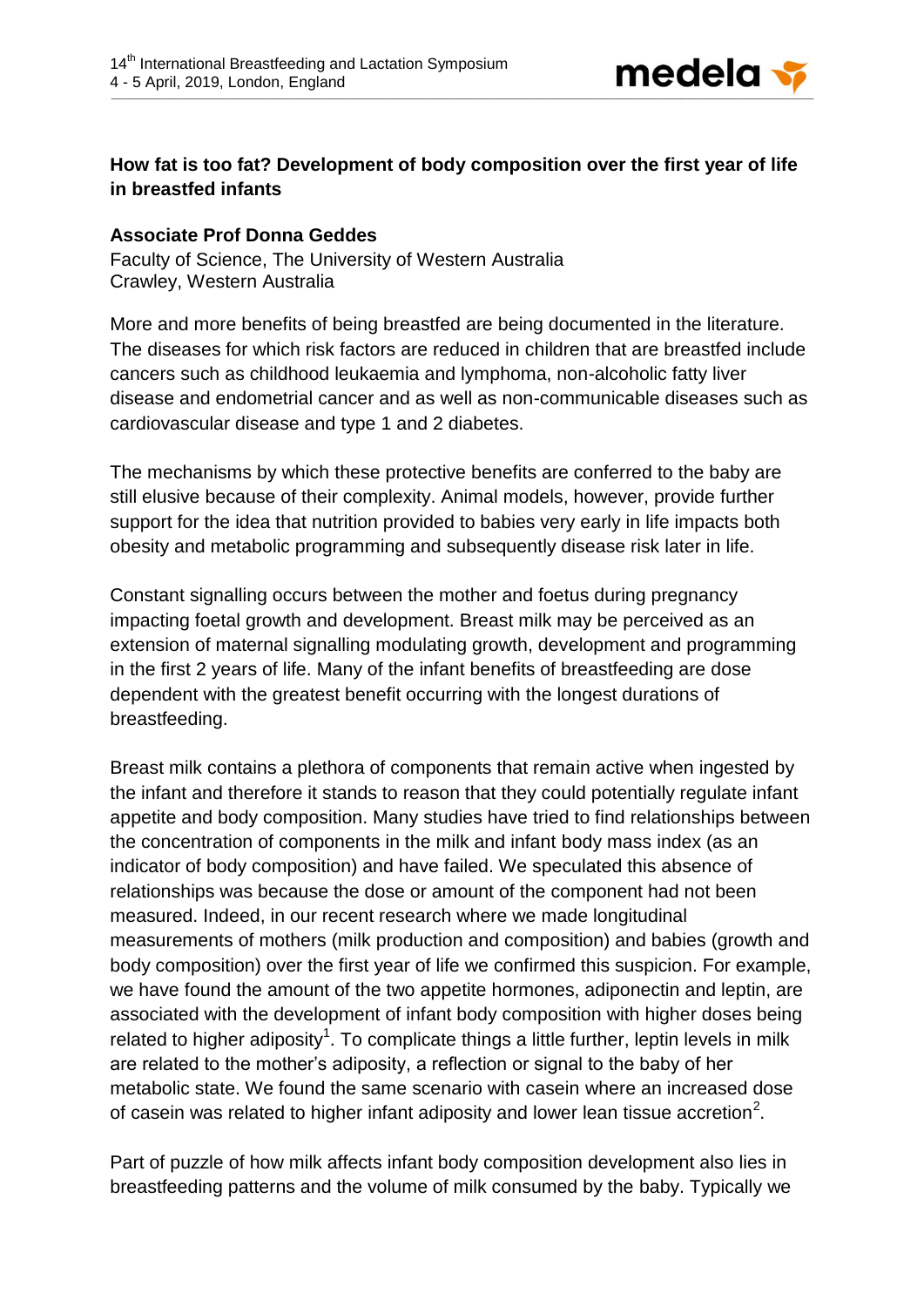## How fat is too fat? Development of body composition over the first year of life in breastfed infants

**Associate Prof Donna Geddes**
Faculty of Science, The University of Western Australia
Crawley, Western Australia

More and more benefits of being breastfed are being documented in the literature. The diseases for which risk factors are reduced in children that are breastfed include cancers such as childhood leukaemia and lymphoma, non-alcoholic fatty liver disease and endometrial cancer and as well as non-communicable diseases such as cardiovascular disease and type 1 and 2 diabetes.

The mechanisms by which these protective benefits are conferred to the baby are still elusive because of their complexity. Animal models, however, provide further support for the idea that nutrition provided to babies very early in life impacts both obesity and metabolic programming and subsequently disease risk later in life.

Constant signalling occurs between the mother and foetus during pregnancy impacting foetal growth and development. Breast milk may be perceived as an extension of maternal signalling modulating growth, development and programming in the first 2 years of life. Many of the infant benefits of breastfeeding are dose dependent with the greatest benefit occurring with the longest durations of breastfeeding.

Breast milk contains a plethora of components that remain active when ingested by the infant and therefore it stands to reason that they could potentially regulate infant appetite and body composition. Many studies have tried to find relationships between the concentration of components in the milk and infant body mass index (as an indicator of body composition) and have failed. We speculated this absence of relationships was because the dose or amount of the component had not been measured. Indeed, in our recent research where we made longitudinal measurements of mothers (milk production and composition) and babies (growth and body composition) over the first year of life we confirmed this suspicion. For example, we have found the amount of the two appetite hormones, adiponectin and leptin, are associated with the development of infant body composition with higher doses being related to higher adiposity[1]. To complicate things a little further, leptin levels in milk are related to the mother's adiposity, a reflection or signal to the baby of her metabolic state. We found the same scenario with casein where an increased dose of casein was related to higher infant adiposity and lower lean tissue accretion[2].

Part of puzzle of how milk affects infant body composition development also lies in breastfeeding patterns and the volume of milk consumed by the baby. Typically we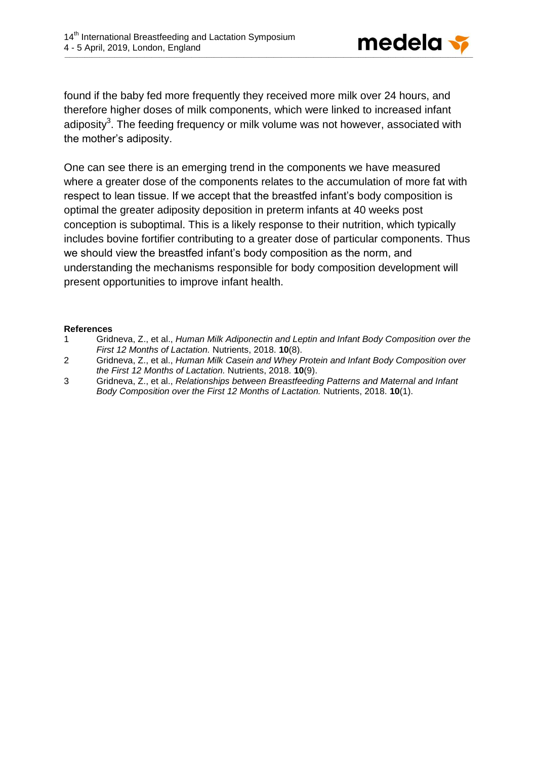found if the baby fed more frequently they received more milk over 24 hours, and therefore higher doses of milk components, which were linked to increased infant adiposity[3]. The feeding frequency or milk volume was not however, associated with the mother's adiposity.

One can see there is an emerging trend in the components we have measured where a greater dose of the components relates to the accumulation of more fat with respect to lean tissue. If we accept that the breastfed infant's body composition is optimal the greater adiposity deposition in preterm infants at 40 weeks post conception is suboptimal. This is a likely response to their nutrition, which typically includes bovine fortifier contributing to a greater dose of particular components. Thus we should view the breastfed infant's body composition as the norm, and understanding the mechanisms responsible for body composition development will present opportunities to improve infant health.

**References**

1. Gridneva, Z., et al., *Human Milk Adiponectin and Leptin and Infant Body Composition over the First 12 Months of Lactation.* Nutrients, 2018. **10**(8).
2. Gridneva, Z., et al., *Human Milk Casein and Whey Protein and Infant Body Composition over the First 12 Months of Lactation.* Nutrients, 2018. **10**(9).
3. Gridneva, Z., et al., *Relationships between Breastfeeding Patterns and Maternal and Infant Body Composition over the First 12 Months of Lactation.* Nutrients, 2018. **10**(1).